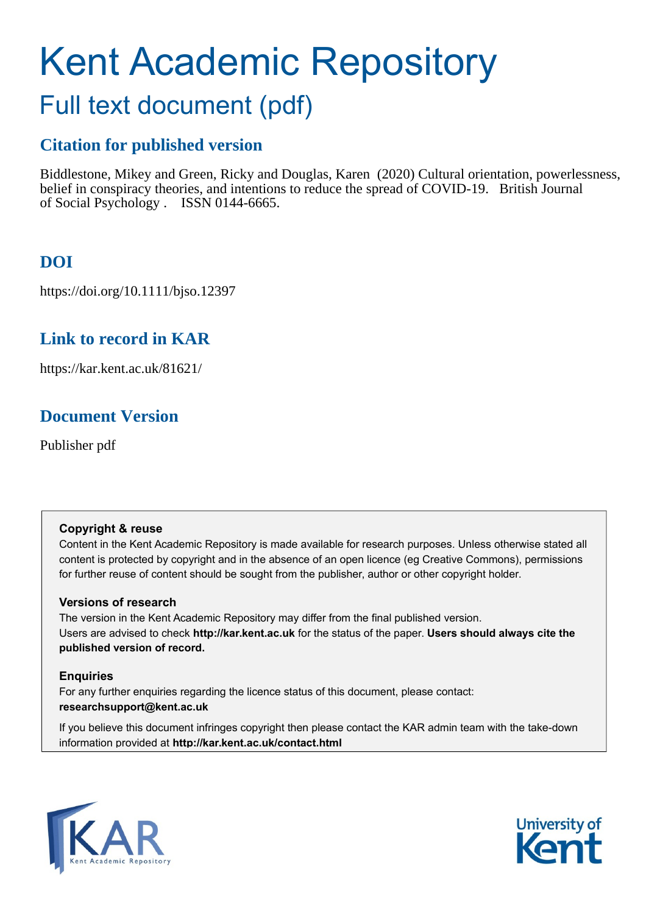# Kent Academic Repository

## Full text document (pdf)

## Citation for published version

Biddlestone, Mikey and Green, Ricky and Douglas, Karen (2020) Cultural orientation, powerlessness, belief in conspiracy theories, and intentions to reduce the spread of COVID-19. British Journal of Social Psychology . ISSN 0144-6665.

## DOI

https://doi.org/10.1111/bjso.12397

## Link to record in KAR

https://kar.kent.ac.uk/81621/

## Document Version

Publisher pdf

**Copyright & reuse**

Content in the Kent Academic Repository is made available for research purposes. Unless otherwise stated all content is protected by copyright and in the absence of an open licence (eg Creative Commons), permissions for further reuse of content should be sought from the publisher, author or other copyright holder.

**Versions of research**

The version in the Kent Academic Repository may differ from the final published version. Users are advised to check **http://kar.kent.ac.uk** for the status of the paper. **Users should always cite the published version of record.**

**Enquiries**

For any further enquiries regarding the licence status of this document, please contact: **researchsupport@kent.ac.uk**

If you believe this document infringes copyright then please contact the KAR admin team with the take-down information provided at **http://kar.kent.ac.uk/contact.html**

KAR Kent Academic Repository

University of Kent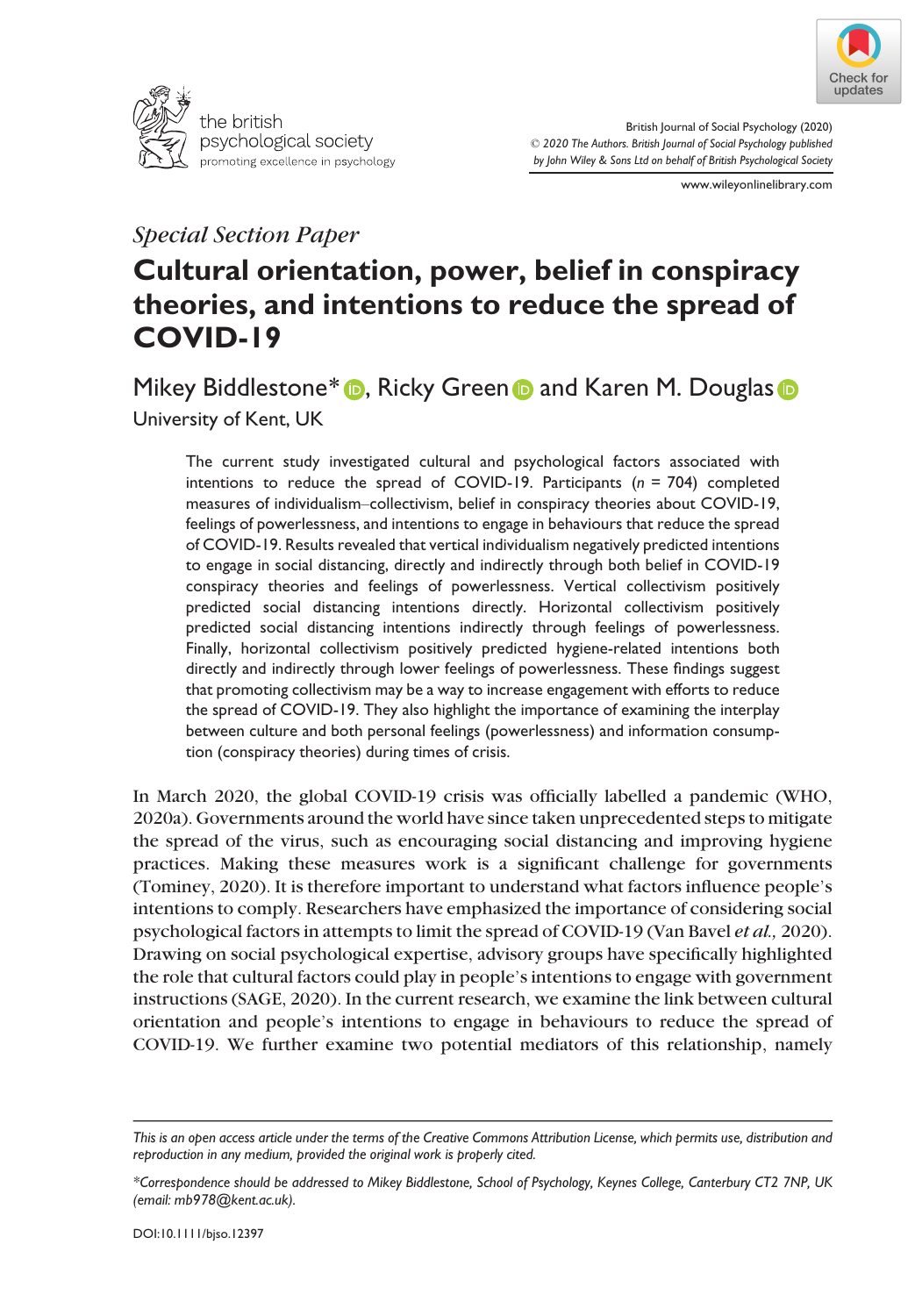*Special Section Paper*

# Cultural orientation, power, belief in conspiracy theories, and intentions to reduce the spread of COVID-19

Mikey Biddlestone*, Ricky Green and Karen M. Douglas

University of Kent, UK

> The current study investigated cultural and psychological factors associated with intentions to reduce the spread of COVID-19. Participants ($n$ = 704) completed measures of individualism–collectivism, belief in conspiracy theories about COVID-19, feelings of powerlessness, and intentions to engage in behaviours that reduce the spread of COVID-19. Results revealed that vertical individualism negatively predicted intentions to engage in social distancing, directly and indirectly through both belief in COVID-19 conspiracy theories and feelings of powerlessness. Vertical collectivism positively predicted social distancing intentions directly. Horizontal collectivism positively predicted social distancing intentions indirectly through feelings of powerlessness. Finally, horizontal collectivism positively predicted hygiene-related intentions both directly and indirectly through lower feelings of powerlessness. These findings suggest that promoting collectivism may be a way to increase engagement with efforts to reduce the spread of COVID-19. They also highlight the importance of examining the interplay between culture and both personal feelings (powerlessness) and information consumption (conspiracy theories) during times of crisis.

In March 2020, the global COVID-19 crisis was officially labelled a pandemic (WHO, 2020a). Governments around the world have since taken unprecedented steps to mitigate the spread of the virus, such as encouraging social distancing and improving hygiene practices. Making these measures work is a significant challenge for governments (Tominey, 2020). It is therefore important to understand what factors influence people's intentions to comply. Researchers have emphasized the importance of considering social psychological factors in attempts to limit the spread of COVID-19 (Van Bavel *et al.,* 2020). Drawing on social psychological expertise, advisory groups have specifically highlighted the role that cultural factors could play in people's intentions to engage with government instructions (SAGE, 2020). In the current research, we examine the link between cultural orientation and people's intentions to engage in behaviours to reduce the spread of COVID-19. We further examine two potential mediators of this relationship, namely

---

*This is an open access article under the terms of the Creative Commons Attribution License, which permits use, distribution and reproduction in any medium, provided the original work is properly cited.*

*Correspondence should be addressed to Mikey Biddlestone, School of Psychology, Keynes College, Canterbury CT2 7NP, UK (email: mb978@kent.ac.uk).*

DOI:10.1111/bjso.12397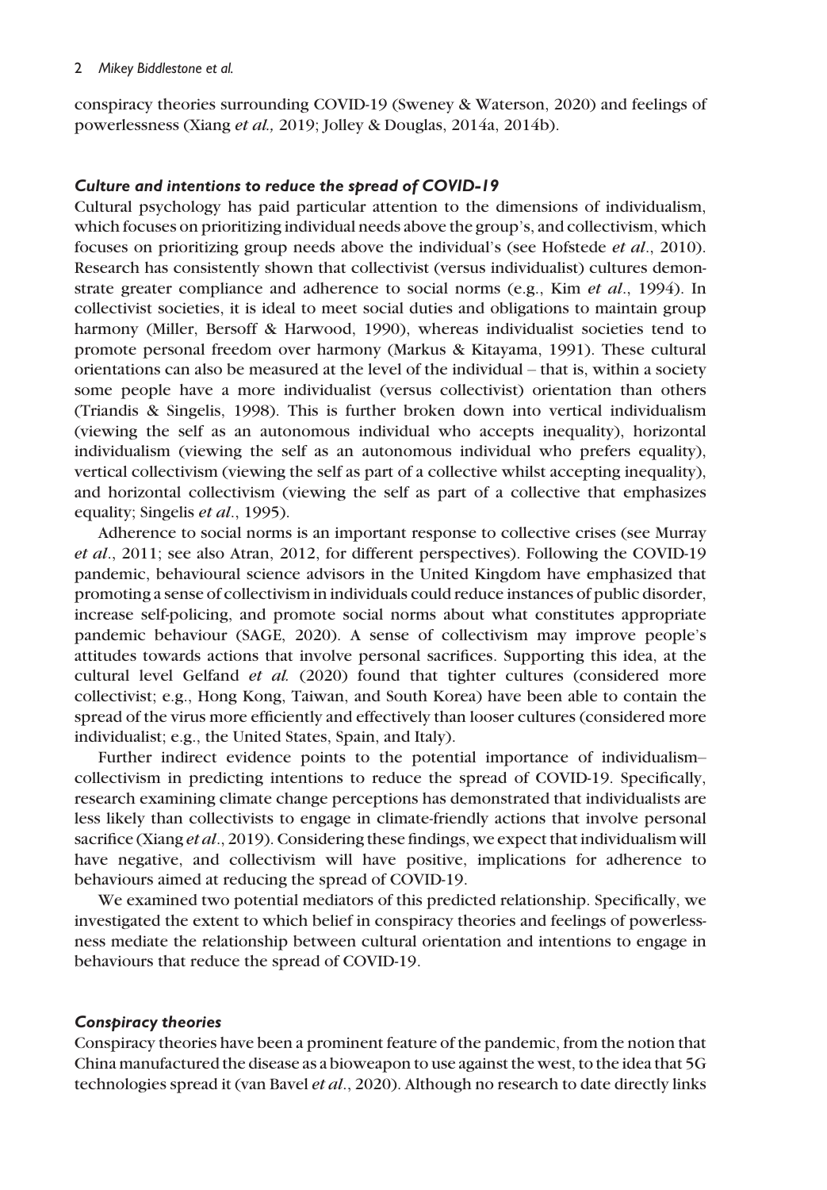conspiracy theories surrounding COVID-19 (Sweney & Waterson, 2020) and feelings of powerlessness (Xiang *et al.,* 2019; Jolley & Douglas, 2014a, 2014b).

### *Culture and intentions to reduce the spread of COVID-19*

Cultural psychology has paid particular attention to the dimensions of individualism, which focuses on prioritizing individual needs above the group's, and collectivism, which focuses on prioritizing group needs above the individual's (see Hofstede *et al*., 2010). Research has consistently shown that collectivist (versus individualist) cultures demonstrate greater compliance and adherence to social norms (e.g., Kim *et al*., 1994). In collectivist societies, it is ideal to meet social duties and obligations to maintain group harmony (Miller, Bersoff & Harwood, 1990), whereas individualist societies tend to promote personal freedom over harmony (Markus & Kitayama, 1991). These cultural orientations can also be measured at the level of the individual – that is, within a society some people have a more individualist (versus collectivist) orientation than others (Triandis & Singelis, 1998). This is further broken down into vertical individualism (viewing the self as an autonomous individual who accepts inequality), horizontal individualism (viewing the self as an autonomous individual who prefers equality), vertical collectivism (viewing the self as part of a collective whilst accepting inequality), and horizontal collectivism (viewing the self as part of a collective that emphasizes equality; Singelis *et al*., 1995).

Adherence to social norms is an important response to collective crises (see Murray *et al*., 2011; see also Atran, 2012, for different perspectives). Following the COVID-19 pandemic, behavioural science advisors in the United Kingdom have emphasized that promoting a sense of collectivism in individuals could reduce instances of public disorder, increase self-policing, and promote social norms about what constitutes appropriate pandemic behaviour (SAGE, 2020). A sense of collectivism may improve people's attitudes towards actions that involve personal sacrifices. Supporting this idea, at the cultural level Gelfand *et al.* (2020) found that tighter cultures (considered more collectivist; e.g., Hong Kong, Taiwan, and South Korea) have been able to contain the spread of the virus more efficiently and effectively than looser cultures (considered more individualist; e.g., the United States, Spain, and Italy).

Further indirect evidence points to the potential importance of individualism–collectivism in predicting intentions to reduce the spread of COVID-19. Specifically, research examining climate change perceptions has demonstrated that individualists are less likely than collectivists to engage in climate-friendly actions that involve personal sacrifice (Xiang *et al*., 2019). Considering these findings, we expect that individualism will have negative, and collectivism will have positive, implications for adherence to behaviours aimed at reducing the spread of COVID-19.

We examined two potential mediators of this predicted relationship. Specifically, we investigated the extent to which belief in conspiracy theories and feelings of powerlessness mediate the relationship between cultural orientation and intentions to engage in behaviours that reduce the spread of COVID-19.

### *Conspiracy theories*

Conspiracy theories have been a prominent feature of the pandemic, from the notion that China manufactured the disease as a bioweapon to use against the west, to the idea that 5G technologies spread it (van Bavel *et al*., 2020). Although no research to date directly links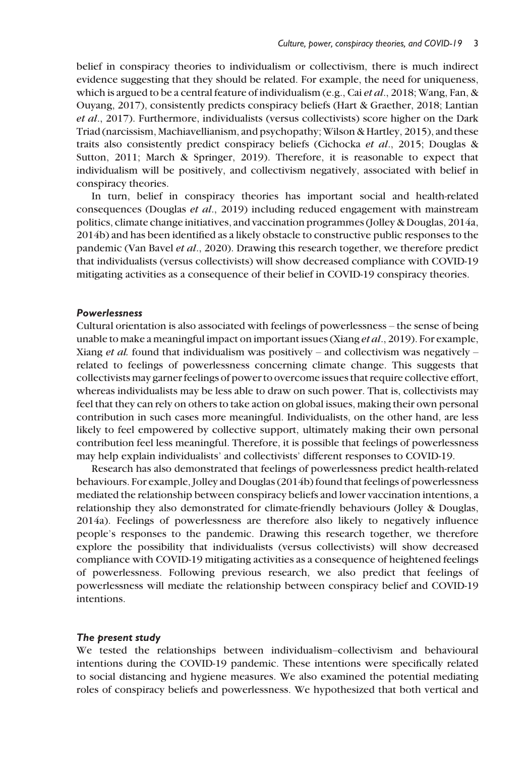belief in conspiracy theories to individualism or collectivism, there is much indirect evidence suggesting that they should be related. For example, the need for uniqueness, which is argued to be a central feature of individualism (e.g., Cai *et al*., 2018; Wang, Fan, & Ouyang, 2017), consistently predicts conspiracy beliefs (Hart & Graether, 2018; Lantian *et al*., 2017). Furthermore, individualists (versus collectivists) score higher on the Dark Triad (narcissism, Machiavellianism, and psychopathy; Wilson & Hartley, 2015), and these traits also consistently predict conspiracy beliefs (Cichocka *et al*., 2015; Douglas & Sutton, 2011; March & Springer, 2019). Therefore, it is reasonable to expect that individualism will be positively, and collectivism negatively, associated with belief in conspiracy theories.

In turn, belief in conspiracy theories has important social and health-related consequences (Douglas *et al*., 2019) including reduced engagement with mainstream politics, climate change initiatives, and vaccination programmes (Jolley & Douglas, 2014a, 2014b) and has been identified as a likely obstacle to constructive public responses to the pandemic (Van Bavel *et al*., 2020). Drawing this research together, we therefore predict that individualists (versus collectivists) will show decreased compliance with COVID-19 mitigating activities as a consequence of their belief in COVID-19 conspiracy theories.

### *Powerlessness*

Cultural orientation is also associated with feelings of powerlessness – the sense of being unable to make a meaningful impact on important issues (Xiang *et al*., 2019). For example, Xiang *et al.* found that individualism was positively – and collectivism was negatively – related to feelings of powerlessness concerning climate change. This suggests that collectivists may garner feelings of power to overcome issues that require collective effort, whereas individualists may be less able to draw on such power. That is, collectivists may feel that they can rely on others to take action on global issues, making their own personal contribution in such cases more meaningful. Individualists, on the other hand, are less likely to feel empowered by collective support, ultimately making their own personal contribution feel less meaningful. Therefore, it is possible that feelings of powerlessness may help explain individualists' and collectivists' different responses to COVID-19.

Research has also demonstrated that feelings of powerlessness predict health-related behaviours. For example, Jolley and Douglas (2014b) found that feelings of powerlessness mediated the relationship between conspiracy beliefs and lower vaccination intentions, a relationship they also demonstrated for climate-friendly behaviours (Jolley & Douglas, 2014a). Feelings of powerlessness are therefore also likely to negatively influence people's responses to the pandemic. Drawing this research together, we therefore explore the possibility that individualists (versus collectivists) will show decreased compliance with COVID-19 mitigating activities as a consequence of heightened feelings of powerlessness. Following previous research, we also predict that feelings of powerlessness will mediate the relationship between conspiracy belief and COVID-19 intentions.

### *The present study*

We tested the relationships between individualism–collectivism and behavioural intentions during the COVID-19 pandemic. These intentions were specifically related to social distancing and hygiene measures. We also examined the potential mediating roles of conspiracy beliefs and powerlessness. We hypothesized that both vertical and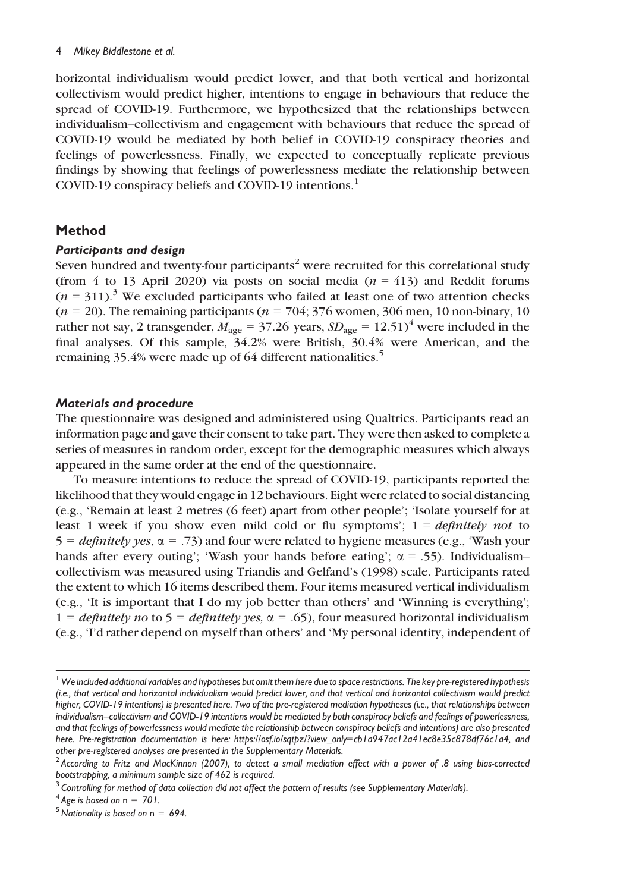horizontal individualism would predict lower, and that both vertical and horizontal collectivism would predict higher, intentions to engage in behaviours that reduce the spread of COVID-19. Furthermore, we hypothesized that the relationships between individualism–collectivism and engagement with behaviours that reduce the spread of COVID-19 would be mediated by both belief in COVID-19 conspiracy theories and feelings of powerlessness. Finally, we expected to conceptually replicate previous findings by showing that feelings of powerlessness mediate the relationship between COVID-19 conspiracy beliefs and COVID-19 intentions.[1]

## Method

### *Participants and design*

Seven hundred and twenty-four participants[2] were recruited for this correlational study (from 4 to 13 April 2020) via posts on social media ($n = 413$) and Reddit forums ($n = 311$).[3] We excluded participants who failed at least one of two attention checks ($n = 20$). The remaining participants ($n = 704$; 376 women, 306 men, 10 non-binary, 10 rather not say, 2 transgender, $M_{age} = 37.26$ years, $SD_{age} = 12.51$)[4] were included in the final analyses. Of this sample, 34.2% were British, 30.4% were American, and the remaining 35.4% were made up of 64 different nationalities.[5]

### *Materials and procedure*

The questionnaire was designed and administered using Qualtrics. Participants read an information page and gave their consent to take part. They were then asked to complete a series of measures in random order, except for the demographic measures which always appeared in the same order at the end of the questionnaire.

To measure intentions to reduce the spread of COVID-19, participants reported the likelihood that they would engage in 12 behaviours. Eight were related to social distancing (e.g., 'Remain at least 2 metres (6 feet) apart from other people'; 'Isolate yourself for at least 1 week if you show even mild cold or flu symptoms'; 1 = *definitely not* to 5 = *definitely yes*, $\alpha = .73$) and four were related to hygiene measures (e.g., 'Wash your hands after every outing'; 'Wash your hands before eating'; $\alpha = .55$). Individualism–collectivism was measured using Triandis and Gelfand's (1998) scale. Participants rated the extent to which 16 items described them. Four items measured vertical individualism (e.g., 'It is important that I do my job better than others' and 'Winning is everything'; 1 = *definitely no* to 5 = *definitely yes*, $\alpha = .65$), four measured horizontal individualism (e.g., 'I'd rather depend on myself than others' and 'My personal identity, independent of

---

[1] *We included additional variables and hypotheses but omit them here due to space restrictions. The key pre-registered hypothesis (i.e., that vertical and horizontal individualism would predict lower, and that vertical and horizontal collectivism would predict higher, COVID-19 intentions) is presented here. Two of the pre-registered mediation hypotheses (i.e., that relationships between individualism–collectivism and COVID-19 intentions would be mediated by both conspiracy beliefs and feelings of powerlessness, and that feelings of powerlessness would mediate the relationship between conspiracy beliefs and intentions) are also presented here. Pre-registration documentation is here: https://osf.io/sqtpz/?view_only=cb1a947ac12a41ec8e35c878df76c1a4, and other pre-registered analyses are presented in the Supplementary Materials.*

[2] *According to Fritz and MacKinnon (2007), to detect a small mediation effect with a power of .8 using bias-corrected bootstrapping, a minimum sample size of 462 is required.*

[3] *Controlling for method of data collection did not affect the pattern of results (see Supplementary Materials).*

[4] *Age is based on n = 701.*

[5] *Nationality is based on n = 694.*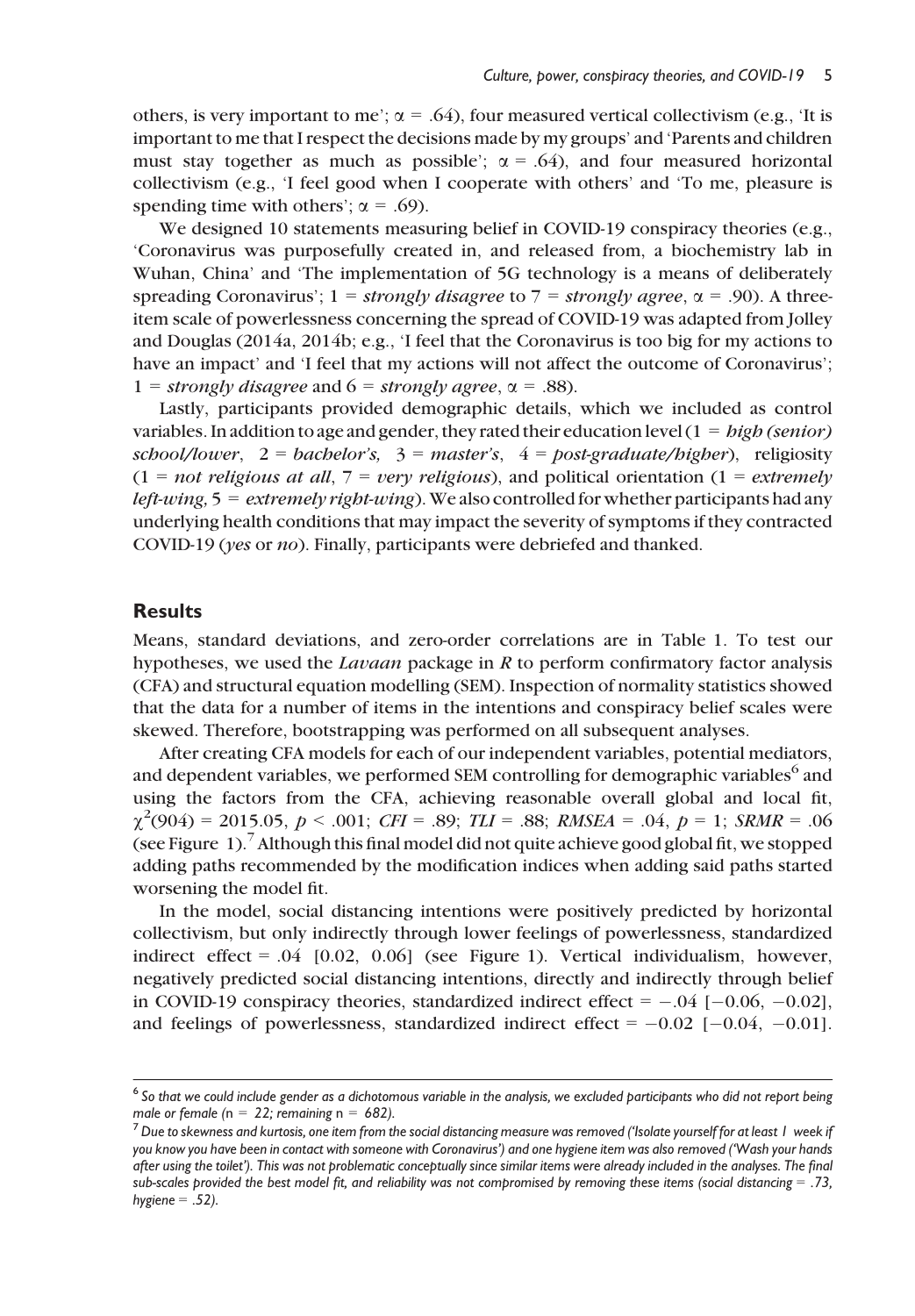others, is very important to me'; $\alpha = .64$), four measured vertical collectivism (e.g., 'It is important to me that I respect the decisions made by my groups' and 'Parents and children must stay together as much as possible'; $\alpha = .64$), and four measured horizontal collectivism (e.g., 'I feel good when I cooperate with others' and 'To me, pleasure is spending time with others'; $\alpha = .69$).

We designed 10 statements measuring belief in COVID-19 conspiracy theories (e.g., 'Coronavirus was purposefully created in, and released from, a biochemistry lab in Wuhan, China' and 'The implementation of 5G technology is a means of deliberately spreading Coronavirus'; 1 = *strongly disagree* to 7 = *strongly agree*, $\alpha = .90$). A three-item scale of powerlessness concerning the spread of COVID-19 was adapted from Jolley and Douglas (2014a, 2014b; e.g., 'I feel that the Coronavirus is too big for my actions to have an impact' and 'I feel that my actions will not affect the outcome of Coronavirus'; 1 = *strongly disagree* and 6 = *strongly agree*, $\alpha = .88$).

Lastly, participants provided demographic details, which we included as control variables. In addition to age and gender, they rated their education level (1 = *high (senior) school/lower*, 2 = *bachelor's*, 3 = *master's*, 4 = *post-graduate/higher*), religiosity (1 = *not religious at all*, 7 = *very religious*), and political orientation (1 = *extremely left-wing*, 5 = *extremely right-wing*). We also controlled for whether participants had any underlying health conditions that may impact the severity of symptoms if they contracted COVID-19 (*yes* or *no*). Finally, participants were debriefed and thanked.

## Results

Means, standard deviations, and zero-order correlations are in Table 1. To test our hypotheses, we used the *Lavaan* package in *R* to perform confirmatory factor analysis (CFA) and structural equation modelling (SEM). Inspection of normality statistics showed that the data for a number of items in the intentions and conspiracy belief scales were skewed. Therefore, bootstrapping was performed on all subsequent analyses.

After creating CFA models for each of our independent variables, potential mediators, and dependent variables, we performed SEM controlling for demographic variables[6] and using the factors from the CFA, achieving reasonable overall global and local fit, $\chi^2(904) = 2015.05$, $p < .001$; $CFI = .89$; $TLI = .88$; $RMSEA = .04$, $p = 1$; $SRMR = .06$ (see Figure 1).[7] Although this final model did not quite achieve good global fit, we stopped adding paths recommended by the modification indices when adding said paths started worsening the model fit.

In the model, social distancing intentions were positively predicted by horizontal collectivism, but only indirectly through lower feelings of powerlessness, standardized indirect effect = .04 [0.02, 0.06] (see Figure 1). Vertical individualism, however, negatively predicted social distancing intentions, directly and indirectly through belief in COVID-19 conspiracy theories, standardized indirect effect = −.04 [−0.06, −0.02], and feelings of powerlessness, standardized indirect effect = −0.02 [−0.04, −0.01].

---

[6] *So that we could include gender as a dichotomous variable in the analysis, we excluded participants who did not report being male or female (n = 22; remaining n = 682).*

[7] *Due to skewness and kurtosis, one item from the social distancing measure was removed ('Isolate yourself for at least 1 week if you know you have been in contact with someone with Coronavirus') and one hygiene item was also removed ('Wash your hands after using the toilet'). This was not problematic conceptually since similar items were already included in the analyses. The final sub-scales provided the best model fit, and reliability was not compromised by removing these items (social distancing = .73, hygiene = .52).*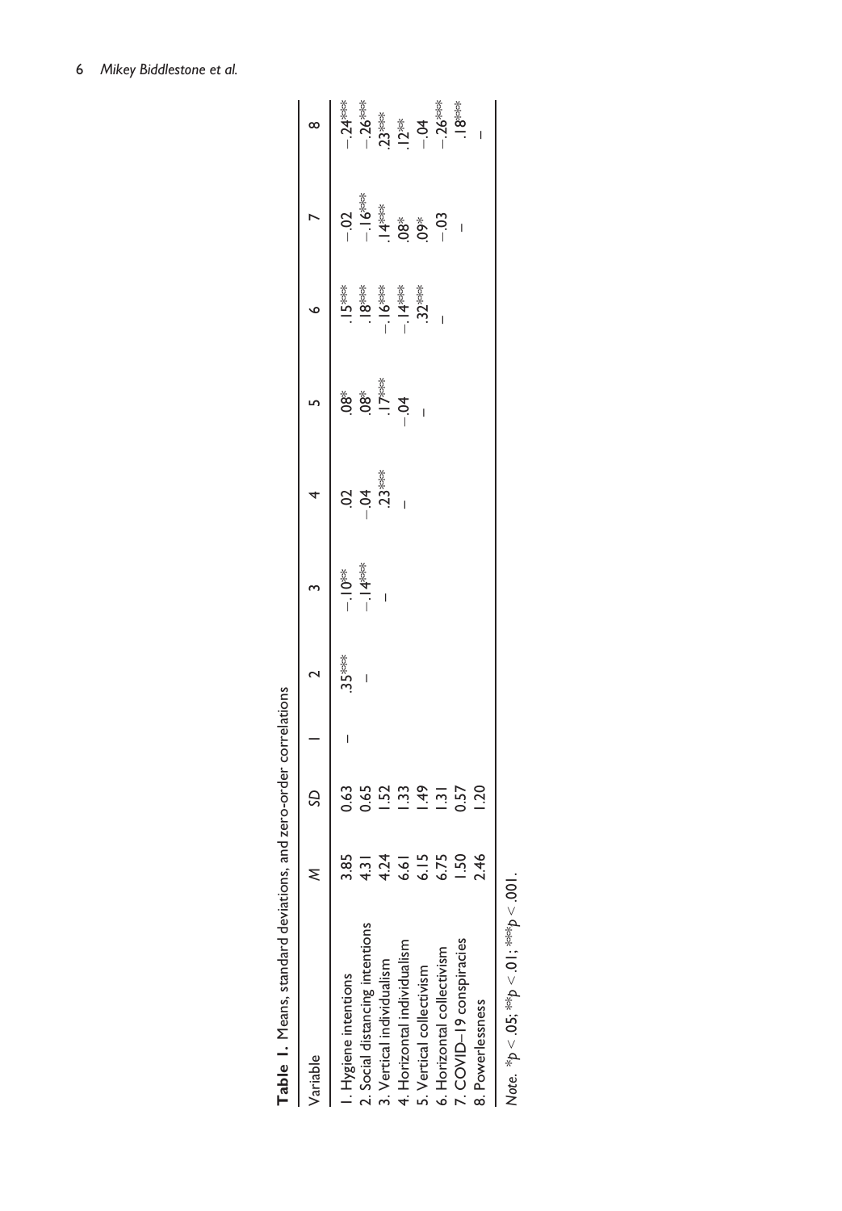**Table 1.** Means, standard deviations, and zero-order correlations

| Variable | *M* | *SD* | 1 | 2 | 3 | 4 | 5 | 6 | 7 | 8 |
|---|---|---|---|---|---|---|---|---|---|---|
| 1. Hygiene intentions | 3.85 | 0.63 | – | .35*** | −.10** | .02 | .08* | .15*** | −.02 | −.24*** |
| 2. Social distancing intentions | 4.31 | 0.65 | | – | −.14*** | −.04 | .08* | .18*** | −.16*** | −.26*** |
| 3. Vertical individualism | 4.24 | 1.52 | | | – | .23*** | .17*** | −.16*** | .14*** | .23*** |
| 4. Horizontal individualism | 6.61 | 1.33 | | | | – | −.04 | −.14*** | .08* | .12** |
| 5. Vertical collectivism | 6.15 | 1.49 | | | | | – | .32*** | .09* | −.04 |
| 6. Horizontal collectivism | 6.75 | 1.31 | | | | | | – | −.03 | −.26*** |
| 7. COVID–19 conspiracies | 1.50 | 0.57 | | | | | | | – | .18*** |
| 8. Powerlessness | 2.46 | 1.20 | | | | | | | | – |

*Note.* *$p < .05$; **$p < .01$; ***$p < .001$.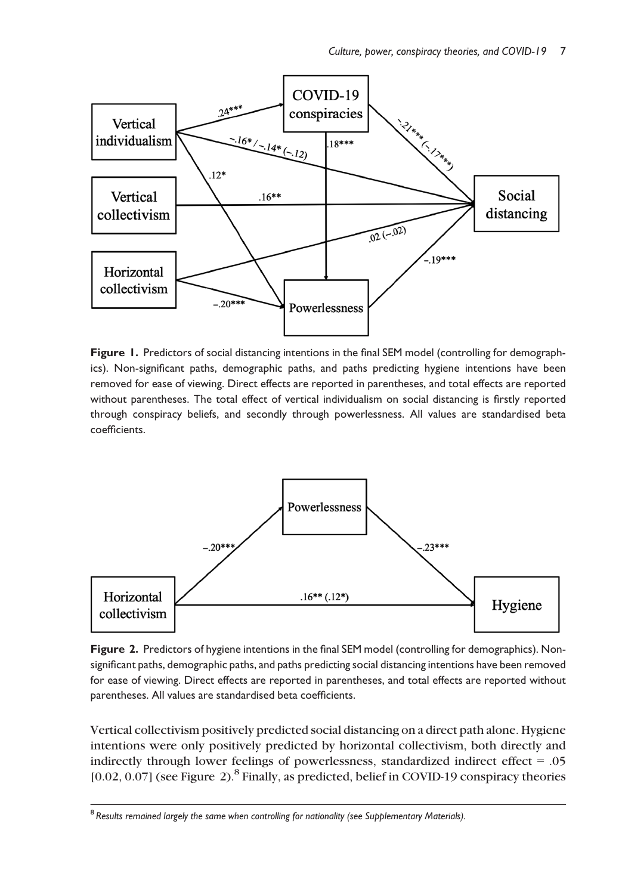**Figure 1.** Predictors of social distancing intentions in the final SEM model (controlling for demographics). Non-significant paths, demographic paths, and paths predicting hygiene intentions have been removed for ease of viewing. Direct effects are reported in parentheses, and total effects are reported without parentheses. The total effect of vertical individualism on social distancing is firstly reported through conspiracy beliefs, and secondly through powerlessness. All values are standardised beta coefficients.

**Figure 2.** Predictors of hygiene intentions in the final SEM model (controlling for demographics). Non-significant paths, demographic paths, and paths predicting social distancing intentions have been removed for ease of viewing. Direct effects are reported in parentheses, and total effects are reported without parentheses. All values are standardised beta coefficients.

Vertical collectivism positively predicted social distancing on a direct path alone. Hygiene intentions were only positively predicted by horizontal collectivism, both directly and indirectly through lower feelings of powerlessness, standardized indirect effect = .05 [0.02, 0.07] (see Figure 2).[8] Finally, as predicted, belief in COVID-19 conspiracy theories

[8] *Results remained largely the same when controlling for nationality (see Supplementary Materials).*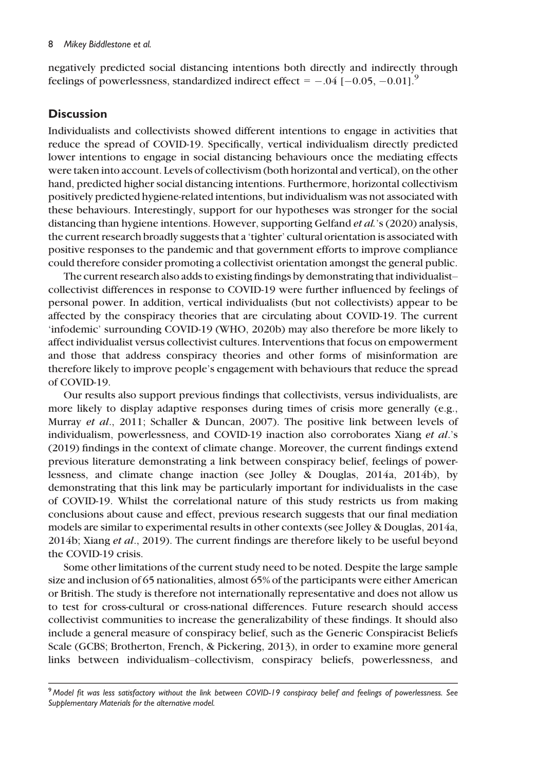negatively predicted social distancing intentions both directly and indirectly through feelings of powerlessness, standardized indirect effect = $-.04$ [$-0.05$, $-0.01$].[9]

## Discussion

Individualists and collectivists showed different intentions to engage in activities that reduce the spread of COVID-19. Specifically, vertical individualism directly predicted lower intentions to engage in social distancing behaviours once the mediating effects were taken into account. Levels of collectivism (both horizontal and vertical), on the other hand, predicted higher social distancing intentions. Furthermore, horizontal collectivism positively predicted hygiene-related intentions, but individualism was not associated with these behaviours. Interestingly, support for our hypotheses was stronger for the social distancing than hygiene intentions. However, supporting Gelfand *et al.*'s (2020) analysis, the current research broadly suggests that a 'tighter' cultural orientation is associated with positive responses to the pandemic and that government efforts to improve compliance could therefore consider promoting a collectivist orientation amongst the general public.

The current research also adds to existing findings by demonstrating that individualist–collectivist differences in response to COVID-19 were further influenced by feelings of personal power. In addition, vertical individualists (but not collectivists) appear to be affected by the conspiracy theories that are circulating about COVID-19. The current 'infodemic' surrounding COVID-19 (WHO, 2020b) may also therefore be more likely to affect individualist versus collectivist cultures. Interventions that focus on empowerment and those that address conspiracy theories and other forms of misinformation are therefore likely to improve people's engagement with behaviours that reduce the spread of COVID-19.

Our results also support previous findings that collectivists, versus individualists, are more likely to display adaptive responses during times of crisis more generally (e.g., Murray *et al*., 2011; Schaller & Duncan, 2007). The positive link between levels of individualism, powerlessness, and COVID-19 inaction also corroborates Xiang *et al*.'s (2019) findings in the context of climate change. Moreover, the current findings extend previous literature demonstrating a link between conspiracy belief, feelings of powerlessness, and climate change inaction (see Jolley & Douglas, 2014a, 2014b), by demonstrating that this link may be particularly important for individualists in the case of COVID-19. Whilst the correlational nature of this study restricts us from making conclusions about cause and effect, previous research suggests that our final mediation models are similar to experimental results in other contexts (see Jolley & Douglas, 2014a, 2014b; Xiang *et al*., 2019). The current findings are therefore likely to be useful beyond the COVID-19 crisis.

Some other limitations of the current study need to be noted. Despite the large sample size and inclusion of 65 nationalities, almost 65% of the participants were either American or British. The study is therefore not internationally representative and does not allow us to test for cross-cultural or cross-national differences. Future research should access collectivist communities to increase the generalizability of these findings. It should also include a general measure of conspiracy belief, such as the Generic Conspiracist Beliefs Scale (GCBS; Brotherton, French, & Pickering, 2013), in order to examine more general links between individualism–collectivism, conspiracy beliefs, powerlessness, and

[9] *Model fit was less satisfactory without the link between COVID-19 conspiracy belief and feelings of powerlessness. See Supplementary Materials for the alternative model.*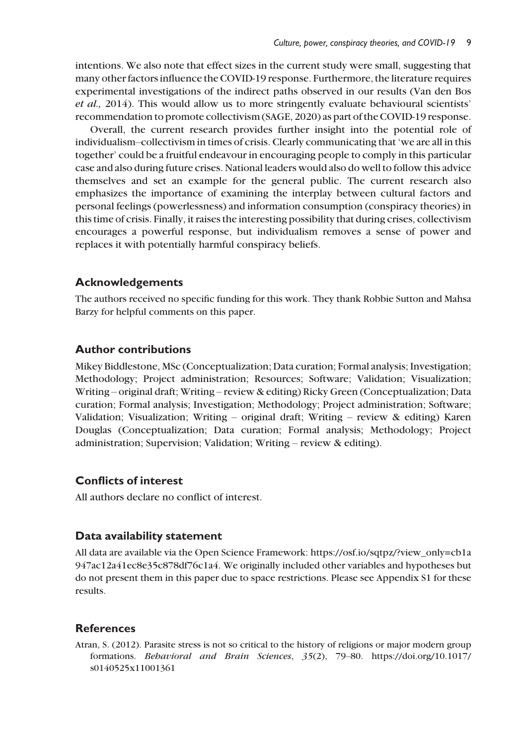intentions. We also note that effect sizes in the current study were small, suggesting that many other factors influence the COVID-19 response. Furthermore, the literature requires experimental investigations of the indirect paths observed in our results (Van den Bos *et al.,* 2014). This would allow us to more stringently evaluate behavioural scientists' recommendation to promote collectivism (SAGE, 2020) as part of the COVID-19 response.

Overall, the current research provides further insight into the potential role of individualism–collectivism in times of crisis. Clearly communicating that 'we are all in this together' could be a fruitful endeavour in encouraging people to comply in this particular case and also during future crises. National leaders would also do well to follow this advice themselves and set an example for the general public. The current research also emphasizes the importance of examining the interplay between cultural factors and personal feelings (powerlessness) and information consumption (conspiracy theories) in this time of crisis. Finally, it raises the interesting possibility that during crises, collectivism encourages a powerful response, but individualism removes a sense of power and replaces it with potentially harmful conspiracy beliefs.

## Acknowledgements

The authors received no specific funding for this work. They thank Robbie Sutton and Mahsa Barzy for helpful comments on this paper.

## Author contributions

Mikey Biddlestone, MSc (Conceptualization; Data curation; Formal analysis; Investigation; Methodology; Project administration; Resources; Software; Validation; Visualization; Writing – original draft; Writing – review & editing) Ricky Green (Conceptualization; Data curation; Formal analysis; Investigation; Methodology; Project administration; Software; Validation; Visualization; Writing – original draft; Writing – review & editing) Karen Douglas (Conceptualization; Data curation; Formal analysis; Methodology; Project administration; Supervision; Validation; Writing – review & editing).

## Conflicts of interest

All authors declare no conflict of interest.

## Data availability statement

All data are available via the Open Science Framework: https://osf.io/sqtpz/?view_only=cb1a947ac12a41ec8e35c878df76c1a4. We originally included other variables and hypotheses but do not present them in this paper due to space restrictions. Please see Appendix S1 for these results.

## References

Atran, S. (2012). Parasite stress is not so critical to the history of religions or major modern group formations. *Behavioral and Brain Sciences*, *35*(2), 79–80. https://doi.org/10.1017/s0140525x11001361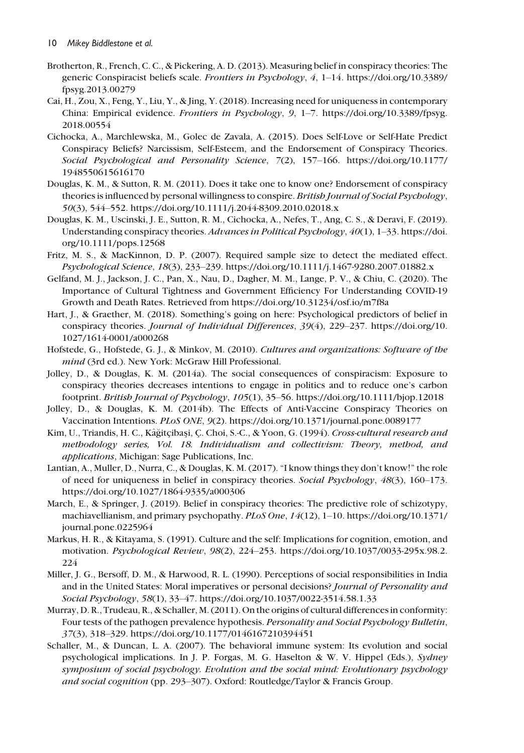Brotherton, R., French, C. C., & Pickering, A. D. (2013). Measuring belief in conspiracy theories: The generic Conspiracist beliefs scale. *Frontiers in Psychology*, *4*, 1–14. https://doi.org/10.3389/fpsyg.2013.00279

Cai, H., Zou, X., Feng, Y., Liu, Y., & Jing, Y. (2018). Increasing need for uniqueness in contemporary China: Empirical evidence. *Frontiers in Psychology*, *9*, 1–7. https://doi.org/10.3389/fpsyg.2018.00554

Cichocka, A., Marchlewska, M., Golec de Zavala, A. (2015). Does Self-Love or Self-Hate Predict Conspiracy Beliefs? Narcissism, Self-Esteem, and the Endorsement of Conspiracy Theories. *Social Psychological and Personality Science*, *7*(2), 157–166. https://doi.org/10.1177/1948550615616170

Douglas, K. M., & Sutton, R. M. (2011). Does it take one to know one? Endorsement of conspiracy theories is influenced by personal willingness to conspire. *British Journal of Social Psychology*, *50*(3), 544–552. https://doi.org/10.1111/j.2044-8309.2010.02018.x

Douglas, K. M., Uscinski, J. E., Sutton, R. M., Cichocka, A., Nefes, T., Ang, C. S., & Deravi, F. (2019). Understanding conspiracy theories. *Advances in Political Psychology*, *40*(1), 1–33. https://doi.org/10.1111/pops.12568

Fritz, M. S., & MacKinnon, D. P. (2007). Required sample size to detect the mediated effect. *Psychological Science*, *18*(3), 233–239. https://doi.org/10.1111/j.1467-9280.2007.01882.x

Gelfand, M. J., Jackson, J. C., Pan, X., Nau, D., Dagher, M. M., Lange, P. V., & Chiu, C. (2020). The Importance of Cultural Tightness and Government Efficiency For Understanding COVID-19 Growth and Death Rates. Retrieved from https://doi.org/10.31234/osf.io/m7f8a

Hart, J., & Graether, M. (2018). Something's going on here: Psychological predictors of belief in conspiracy theories. *Journal of Individual Differences*, *39*(4), 229–237. https://doi.org/10.1027/1614-0001/a000268

Hofstede, G., Hofstede, G. J., & Minkov, M. (2010). *Cultures and organizations: Software of the mind* (3rd ed.). New York: McGraw Hill Professional.

Jolley, D., & Douglas, K. M. (2014a). The social consequences of conspiracism: Exposure to conspiracy theories decreases intentions to engage in politics and to reduce one's carbon footprint. *British Journal of Psychology*, *105*(1), 35–56. https://doi.org/10.1111/bjop.12018

Jolley, D., & Douglas, K. M. (2014b). The Effects of Anti-Vaccine Conspiracy Theories on Vaccination Intentions. *PLoS ONE*, *9*(2). https://doi.org/10.1371/journal.pone.0089177

Kim, U., Triandis, H. C., Kâğitçibaşi, Ç. Choi, S.-C., & Yoon, G. (1994). *Cross-cultural research and methodology series, Vol. 18. Individualism and collectivism: Theory, method, and applications*, Michigan: Sage Publications, Inc.

Lantian, A., Muller, D., Nurra, C., & Douglas, K. M. (2017). "I know things they don't know!" the role of need for uniqueness in belief in conspiracy theories. *Social Psychology*, *48*(3), 160–173. https://doi.org/10.1027/1864-9335/a000306

March, E., & Springer, J. (2019). Belief in conspiracy theories: The predictive role of schizotypy, machiavellianism, and primary psychopathy. *PLoS One*, *14*(12), 1–10. https://doi.org/10.1371/journal.pone.0225964

Markus, H. R., & Kitayama, S. (1991). Culture and the self: Implications for cognition, emotion, and motivation. *Psychological Review*, *98*(2), 224–253. https://doi.org/10.1037/0033-295x.98.2.224

Miller, J. G., Bersoff, D. M., & Harwood, R. L. (1990). Perceptions of social responsibilities in India and in the United States: Moral imperatives or personal decisions? *Journal of Personality and Social Psychology*, *58*(1), 33–47. https://doi.org/10.1037/0022-3514.58.1.33

Murray, D. R., Trudeau, R., & Schaller, M. (2011). On the origins of cultural differences in conformity: Four tests of the pathogen prevalence hypothesis. *Personality and Social Psychology Bulletin*, *37*(3), 318–329. https://doi.org/10.1177/0146167210394451

Schaller, M., & Duncan, L. A. (2007). The behavioral immune system: Its evolution and social psychological implications. In J. P. Forgas, M. G. Haselton & W. V. Hippel (Eds.), *Sydney symposium of social psychology. Evolution and the social mind: Evolutionary psychology and social cognition* (pp. 293–307). Oxford: Routledge/Taylor & Francis Group.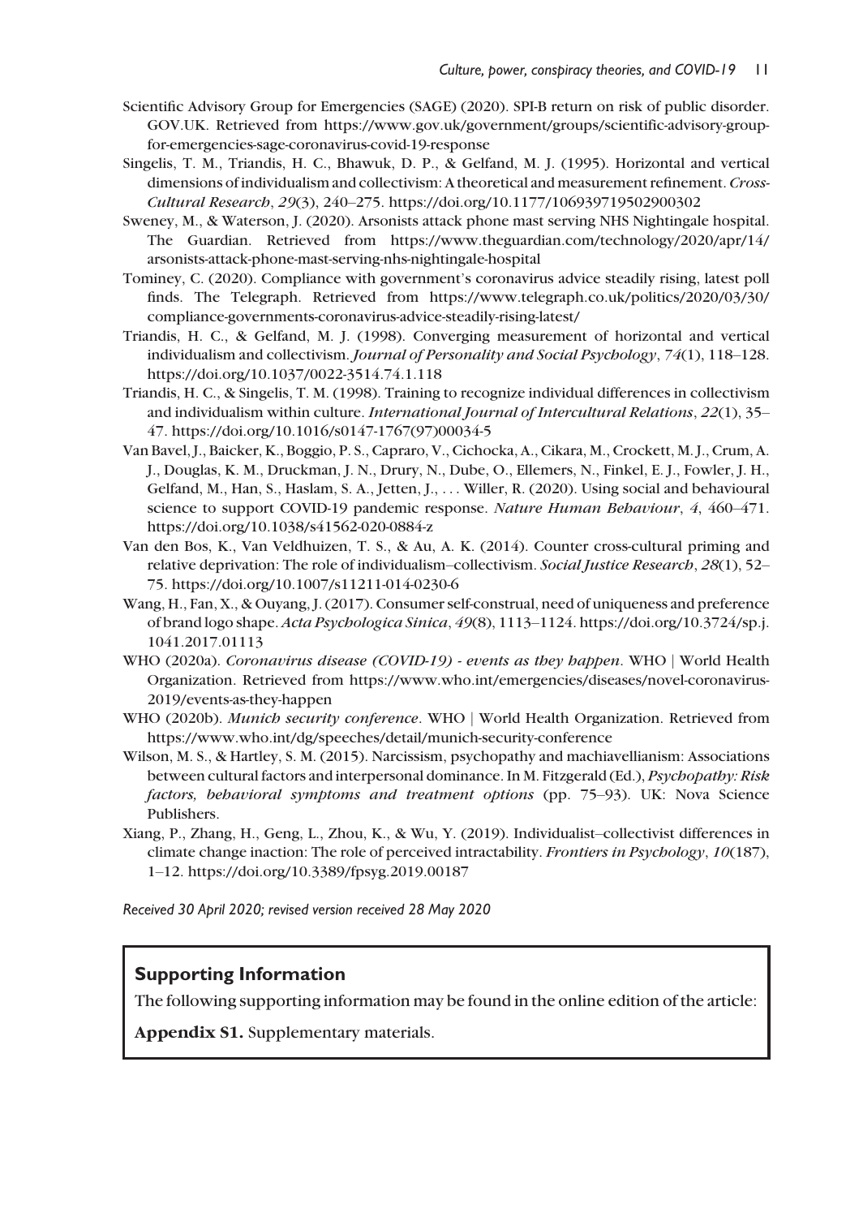Scientific Advisory Group for Emergencies (SAGE) (2020). SPI-B return on risk of public disorder. GOV.UK. Retrieved from https://www.gov.uk/government/groups/scientific-advisory-group-for-emergencies-sage-coronavirus-covid-19-response

Singelis, T. M., Triandis, H. C., Bhawuk, D. P., & Gelfand, M. J. (1995). Horizontal and vertical dimensions of individualism and collectivism: A theoretical and measurement refinement. *Cross-Cultural Research*, *29*(3), 240–275. https://doi.org/10.1177/106939719502900302

Sweney, M., & Waterson, J. (2020). Arsonists attack phone mast serving NHS Nightingale hospital. The Guardian. Retrieved from https://www.theguardian.com/technology/2020/apr/14/arsonists-attack-phone-mast-serving-nhs-nightingale-hospital

Tominey, C. (2020). Compliance with government's coronavirus advice steadily rising, latest poll finds. The Telegraph. Retrieved from https://www.telegraph.co.uk/politics/2020/03/30/compliance-governments-coronavirus-advice-steadily-rising-latest/

Triandis, H. C., & Gelfand, M. J. (1998). Converging measurement of horizontal and vertical individualism and collectivism. *Journal of Personality and Social Psychology*, *74*(1), 118–128. https://doi.org/10.1037/0022-3514.74.1.118

Triandis, H. C., & Singelis, T. M. (1998). Training to recognize individual differences in collectivism and individualism within culture. *International Journal of Intercultural Relations*, *22*(1), 35–47. https://doi.org/10.1016/s0147-1767(97)00034-5

Van Bavel, J., Baicker, K., Boggio, P. S., Capraro, V., Cichocka, A., Cikara, M., Crockett, M. J., Crum, A. J., Douglas, K. M., Druckman, J. N., Drury, N., Dube, O., Ellemers, N., Finkel, E. J., Fowler, J. H., Gelfand, M., Han, S., Haslam, S. A., Jetten, J., . . . Willer, R. (2020). Using social and behavioural science to support COVID-19 pandemic response. *Nature Human Behaviour*, *4*, 460–471. https://doi.org/10.1038/s41562-020-0884-z

Van den Bos, K., Van Veldhuizen, T. S., & Au, A. K. (2014). Counter cross-cultural priming and relative deprivation: The role of individualism–collectivism. *Social Justice Research*, *28*(1), 52–75. https://doi.org/10.1007/s11211-014-0230-6

Wang, H., Fan, X., & Ouyang, J. (2017). Consumer self-construal, need of uniqueness and preference of brand logo shape. *Acta Psychologica Sinica*, *49*(8), 1113–1124. https://doi.org/10.3724/sp.j.1041.2017.01113

WHO (2020a). *Coronavirus disease (COVID-19) - events as they happen*. WHO | World Health Organization. Retrieved from https://www.who.int/emergencies/diseases/novel-coronavirus-2019/events-as-they-happen

WHO (2020b). *Munich security conference*. WHO | World Health Organization. Retrieved from https://www.who.int/dg/speeches/detail/munich-security-conference

Wilson, M. S., & Hartley, S. M. (2015). Narcissism, psychopathy and machiavellianism: Associations between cultural factors and interpersonal dominance. In M. Fitzgerald (Ed.), *Psychopathy: Risk factors, behavioral symptoms and treatment options* (pp. 75–93). UK: Nova Science Publishers.

Xiang, P., Zhang, H., Geng, L., Zhou, K., & Wu, Y. (2019). Individualist–collectivist differences in climate change inaction: The role of perceived intractability. *Frontiers in Psychology*, *10*(187), 1–12. https://doi.org/10.3389/fpsyg.2019.00187

*Received 30 April 2020; revised version received 28 May 2020*

## Supporting Information

The following supporting information may be found in the online edition of the article:

**Appendix S1.** Supplementary materials.